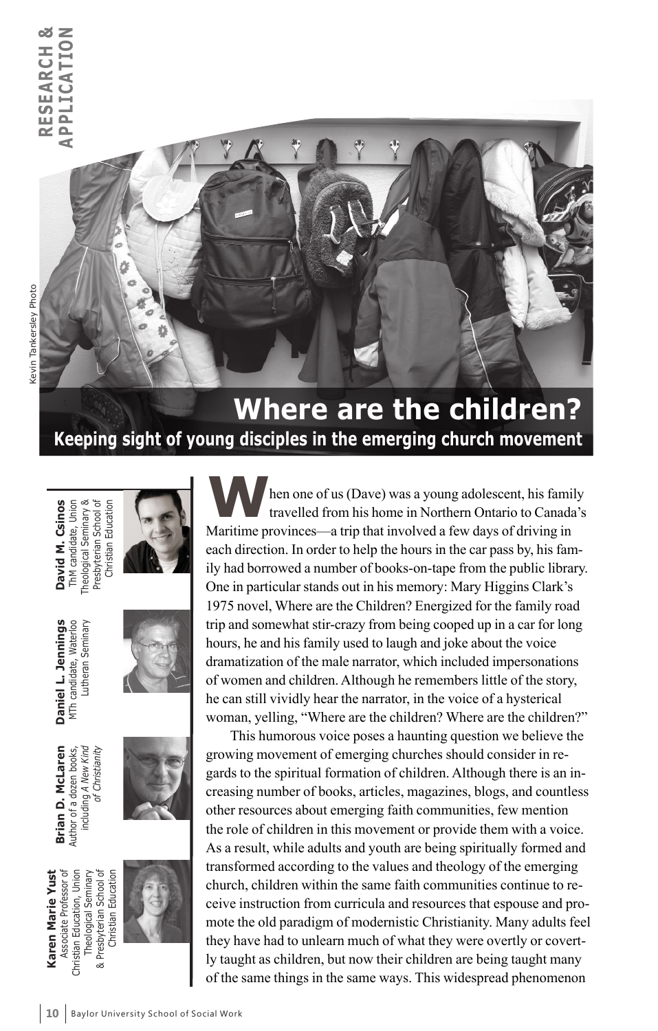RESEARCH & APPLICATION

Kevin Tankersley Photo

# Where are the children?

## Keeping sight of young disciples in the emerging church movement

**David M. Csinos**
ThM candidate, Union Theological Seminary & Presbyterian School of Christian Education

**Daniel L. Jennings**
MTh candidate, Waterloo Lutheran Seminary

**Brian D. McLaren**
Author of a dozen books, including *A New Kind of Christianity*

**Karen Marie Yust**
Associate Professor of Christian Education, Union Theological Seminary & Presbyterian School of Christian Education

When one of us (Dave) was a young adolescent, his family travelled from his home in Northern Ontario to Canada's Maritime provinces—a trip that involved a few days of driving in each direction. In order to help the hours in the car pass by, his family had borrowed a number of books-on-tape from the public library. One in particular stands out in his memory: Mary Higgins Clark's 1975 novel, Where are the Children? Energized for the family road trip and somewhat stir-crazy from being cooped up in a car for long hours, he and his family used to laugh and joke about the voice dramatization of the male narrator, which included impersonations of women and children. Although he remembers little of the story, he can still vividly hear the narrator, in the voice of a hysterical woman, yelling, "Where are the children? Where are the children?"

This humorous voice poses a haunting question we believe the growing movement of emerging churches should consider in regards to the spiritual formation of children. Although there is an increasing number of books, articles, magazines, blogs, and countless other resources about emerging faith communities, few mention the role of children in this movement or provide them with a voice. As a result, while adults and youth are being spiritually formed and transformed according to the values and theology of the emerging church, children within the same faith communities continue to receive instruction from curricula and resources that espouse and promote the old paradigm of modernistic Christianity. Many adults feel they have had to unlearn much of what they were overtly or covertly taught as children, but now their children are being taught many of the same things in the same ways. This widespread phenomenon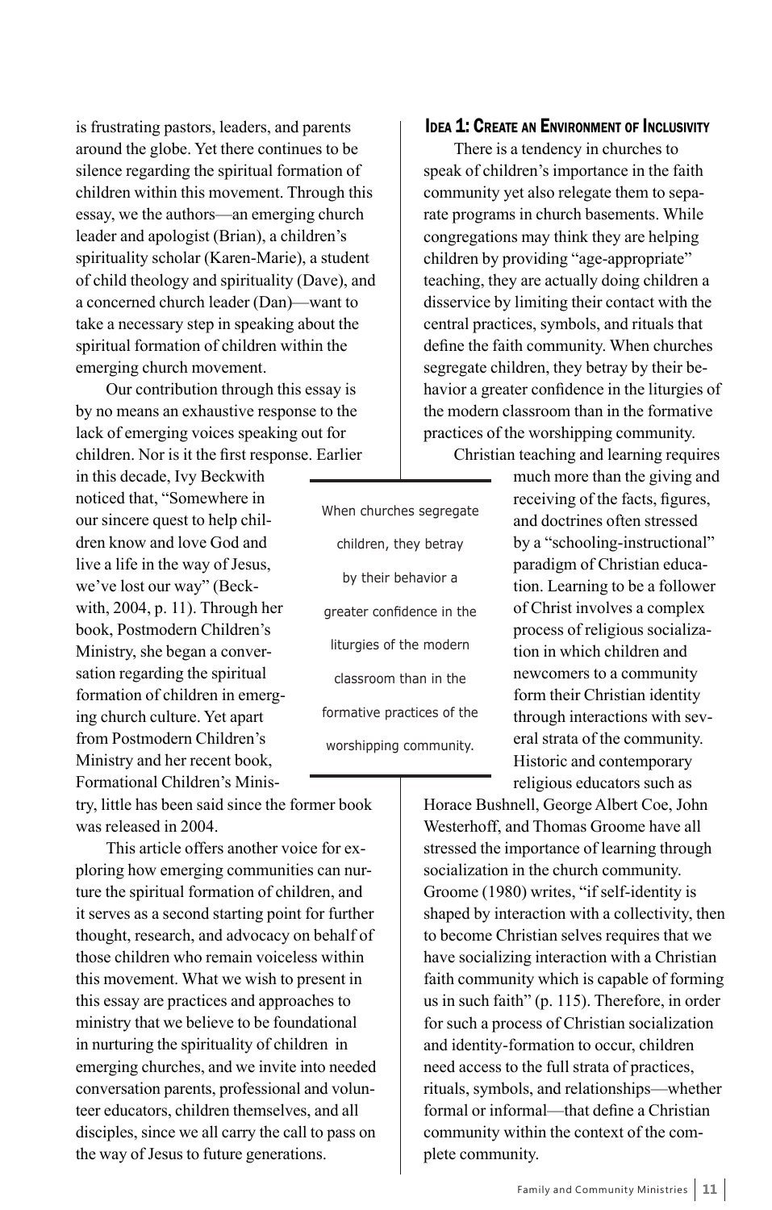is frustrating pastors, leaders, and parents around the globe. Yet there continues to be silence regarding the spiritual formation of children within this movement. Through this essay, we the authors—an emerging church leader and apologist (Brian), a children's spirituality scholar (Karen-Marie), a student of child theology and spirituality (Dave), and a concerned church leader (Dan)—want to take a necessary step in speaking about the spiritual formation of children within the emerging church movement.

Our contribution through this essay is by no means an exhaustive response to the lack of emerging voices speaking out for children. Nor is it the first response. Earlier in this decade, Ivy Beckwith noticed that, "Somewhere in our sincere quest to help children know and love God and live a life in the way of Jesus, we've lost our way" (Beckwith, 2004, p. 11). Through her book, Postmodern Children's Ministry, she began a conversation regarding the spiritual formation of children in emerging church culture. Yet apart from Postmodern Children's Ministry and her recent book, Formational Children's Ministry, little has been said since the former book was released in 2004.

This article offers another voice for exploring how emerging communities can nurture the spiritual formation of children, and it serves as a second starting point for further thought, research, and advocacy on behalf of those children who remain voiceless within this movement. What we wish to present in this essay are practices and approaches to ministry that we believe to be foundational in nurturing the spirituality of children in emerging churches, and we invite into needed conversation parents, professional and volunteer educators, children themselves, and all disciples, since we all carry the call to pass on the way of Jesus to future generations.

## Idea 1: Create an Environment of Inclusivity

There is a tendency in churches to speak of children's importance in the faith community yet also relegate them to separate programs in church basements. While congregations may think they are helping children by providing "age-appropriate" teaching, they are actually doing children a disservice by limiting their contact with the central practices, symbols, and rituals that define the faith community. When churches segregate children, they betray by their behavior a greater confidence in the liturgies of the modern classroom than in the formative practices of the worshipping community.

> When churches segregate children, they betray by their behavior a greater confidence in the liturgies of the modern classroom than in the formative practices of the worshipping community.

Christian teaching and learning requires much more than the giving and receiving of the facts, figures, and doctrines often stressed by a "schooling-instructional" paradigm of Christian education. Learning to be a follower of Christ involves a complex process of religious socialization in which children and newcomers to a community form their Christian identity through interactions with several strata of the community. Historic and contemporary religious educators such as Horace Bushnell, George Albert Coe, John Westerhoff, and Thomas Groome have all stressed the importance of learning through socialization in the church community. Groome (1980) writes, "if self-identity is shaped by interaction with a collectivity, then to become Christian selves requires that we have socializing interaction with a Christian faith community which is capable of forming us in such faith" (p. 115). Therefore, in order for such a process of Christian socialization and identity-formation to occur, children need access to the full strata of practices, rituals, symbols, and relationships—whether formal or informal—that define a Christian community within the context of the complete community.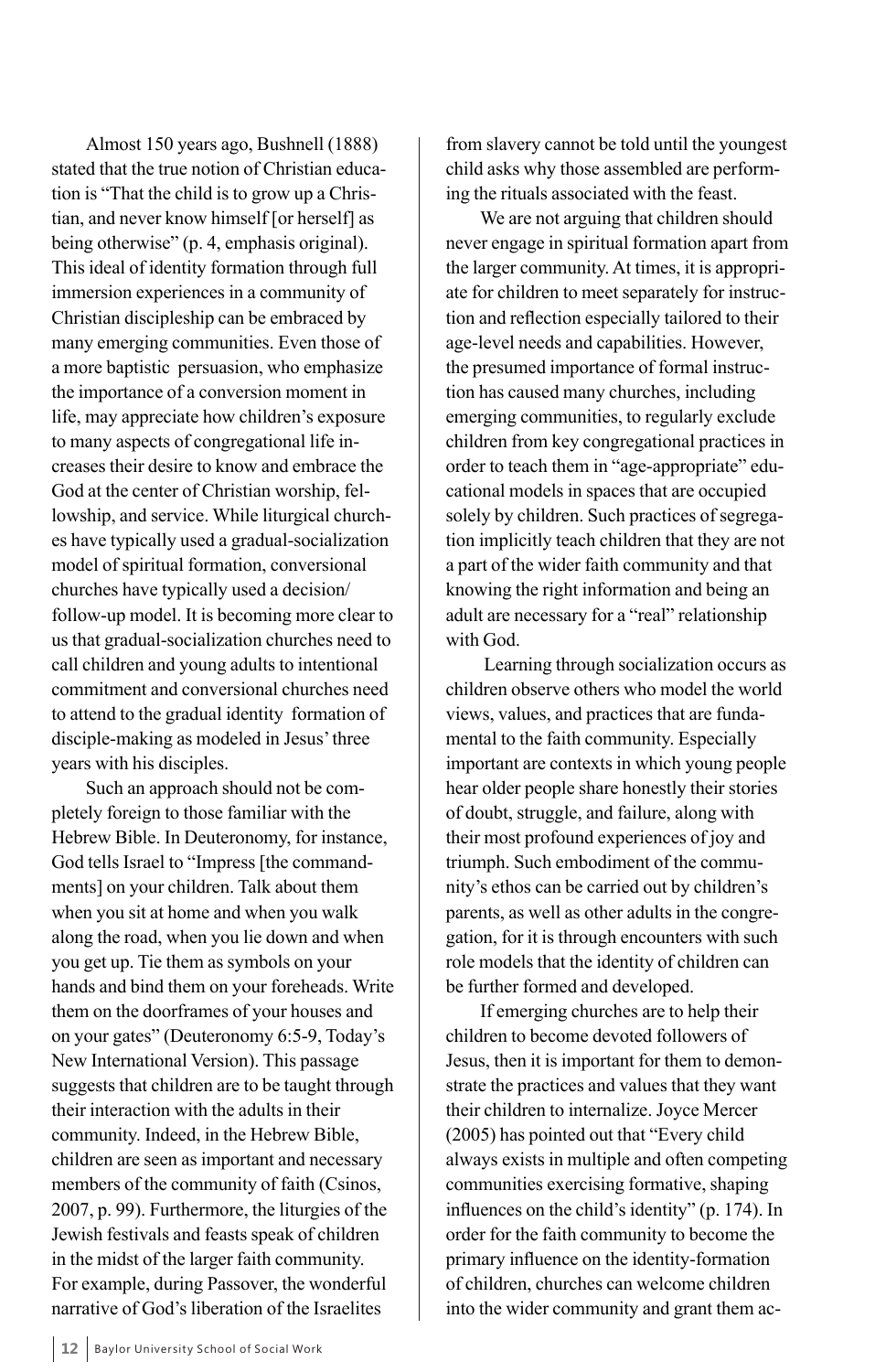Almost 150 years ago, Bushnell (1888) stated that the true notion of Christian education is "That the child is to grow up a Christian, and never know himself [or herself] as being otherwise" (p. 4, emphasis original). This ideal of identity formation through full immersion experiences in a community of Christian discipleship can be embraced by many emerging communities. Even those of a more baptistic persuasion, who emphasize the importance of a conversion moment in life, may appreciate how children's exposure to many aspects of congregational life increases their desire to know and embrace the God at the center of Christian worship, fellowship, and service. While liturgical churches have typically used a gradual-socialization model of spiritual formation, conversional churches have typically used a decision/follow-up model. It is becoming more clear to us that gradual-socialization churches need to call children and young adults to intentional commitment and conversional churches need to attend to the gradual identity formation of disciple-making as modeled in Jesus' three years with his disciples.

Such an approach should not be completely foreign to those familiar with the Hebrew Bible. In Deuteronomy, for instance, God tells Israel to "Impress [the commandments] on your children. Talk about them when you sit at home and when you walk along the road, when you lie down and when you get up. Tie them as symbols on your hands and bind them on your foreheads. Write them on the doorframes of your houses and on your gates" (Deuteronomy 6:5-9, Today's New International Version). This passage suggests that children are to be taught through their interaction with the adults in their community. Indeed, in the Hebrew Bible, children are seen as important and necessary members of the community of faith (Csinos, 2007, p. 99). Furthermore, the liturgies of the Jewish festivals and feasts speak of children in the midst of the larger faith community. For example, during Passover, the wonderful narrative of God's liberation of the Israelites from slavery cannot be told until the youngest child asks why those assembled are performing the rituals associated with the feast.

We are not arguing that children should never engage in spiritual formation apart from the larger community. At times, it is appropriate for children to meet separately for instruction and reflection especially tailored to their age-level needs and capabilities. However, the presumed importance of formal instruction has caused many churches, including emerging communities, to regularly exclude children from key congregational practices in order to teach them in "age-appropriate" educational models in spaces that are occupied solely by children. Such practices of segregation implicitly teach children that they are not a part of the wider faith community and that knowing the right information and being an adult are necessary for a "real" relationship with God.

Learning through socialization occurs as children observe others who model the world views, values, and practices that are fundamental to the faith community. Especially important are contexts in which young people hear older people share honestly their stories of doubt, struggle, and failure, along with their most profound experiences of joy and triumph. Such embodiment of the community's ethos can be carried out by children's parents, as well as other adults in the congregation, for it is through encounters with such role models that the identity of children can be further formed and developed.

If emerging churches are to help their children to become devoted followers of Jesus, then it is important for them to demonstrate the practices and values that they want their children to internalize. Joyce Mercer (2005) has pointed out that "Every child always exists in multiple and often competing communities exercising formative, shaping influences on the child's identity" (p. 174). In order for the faith community to become the primary influence on the identity-formation of children, churches can welcome children into the wider community and grant them ac-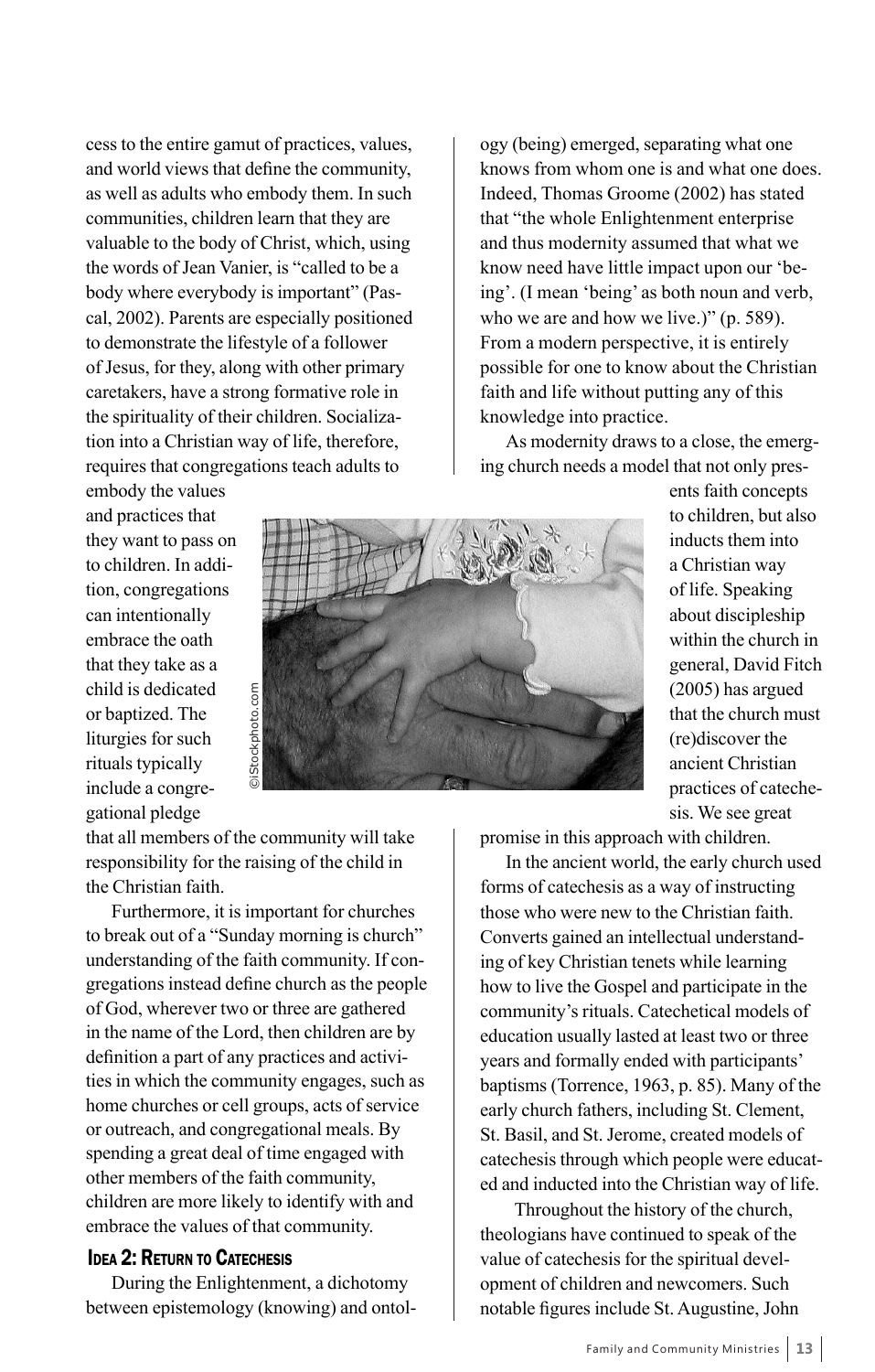cess to the entire gamut of practices, values, and world views that define the community, as well as adults who embody them. In such communities, children learn that they are valuable to the body of Christ, which, using the words of Jean Vanier, is "called to be a body where everybody is important" (Pascal, 2002). Parents are especially positioned to demonstrate the lifestyle of a follower of Jesus, for they, along with other primary caretakers, have a strong formative role in the spirituality of their children. Socialization into a Christian way of life, therefore, requires that congregations teach adults to embody the values and practices that they want to pass on to children. In addition, congregations can intentionally embrace the oath that they take as a child is dedicated or baptized. The liturgies for such rituals typically include a congregational pledge that all members of the community will take responsibility for the raising of the child in the Christian faith.

Furthermore, it is important for churches to break out of a "Sunday morning is church" understanding of the faith community. If congregations instead define church as the people of God, wherever two or three are gathered in the name of the Lord, then children are by definition a part of any practices and activities in which the community engages, such as home churches or cell groups, acts of service or outreach, and congregational meals. By spending a great deal of time engaged with other members of the faith community, children are more likely to identify with and embrace the values of that community.

## Idea 2: Return to Catechesis

During the Enlightenment, a dichotomy between epistemology (knowing) and ontology (being) emerged, separating what one knows from whom one is and what one does. Indeed, Thomas Groome (2002) has stated that "the whole Enlightenment enterprise and thus modernity assumed that what we know need have little impact upon our 'being'. (I mean 'being' as both noun and verb, who we are and how we live.)" (p. 589). From a modern perspective, it is entirely possible for one to know about the Christian faith and life without putting any of this knowledge into practice.

As modernity draws to a close, the emerging church needs a model that not only presents faith concepts to children, but also inducts them into a Christian way of life. Speaking about discipleship within the church in general, David Fitch (2005) has argued that the church must (re)discover the ancient Christian practices of catechesis. We see great promise in this approach with children.

In the ancient world, the early church used forms of catechesis as a way of instructing those who were new to the Christian faith. Converts gained an intellectual understanding of key Christian tenets while learning how to live the Gospel and participate in the community's rituals. Catechetical models of education usually lasted at least two or three years and formally ended with participants' baptisms (Torrence, 1963, p. 85). Many of the early church fathers, including St. Clement, St. Basil, and St. Jerome, created models of catechesis through which people were educated and inducted into the Christian way of life.

Throughout the history of the church, theologians have continued to speak of the value of catechesis for the spiritual development of children and newcomers. Such notable figures include St. Augustine, John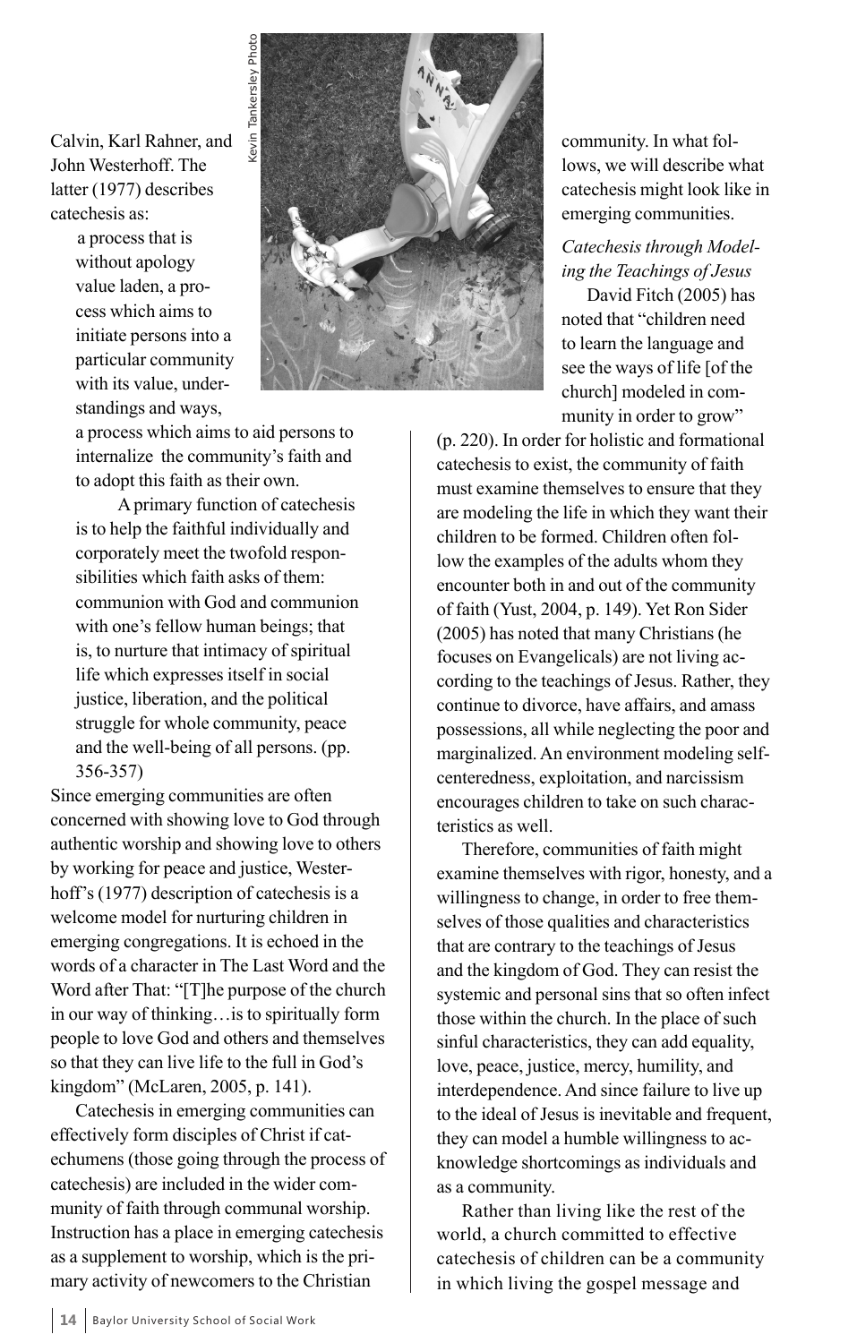Calvin, Karl Rahner, and John Westerhoff. The latter (1977) describes catechesis as:

> a process that is without apology value laden, a process which aims to initiate persons into a particular community with its value, understandings and ways, a process which aims to aid persons to internalize the community's faith and to adopt this faith as their own.
>
> A primary function of catechesis is to help the faithful individually and corporately meet the twofold responsibilities which faith asks of them: communion with God and communion with one's fellow human beings; that is, to nurture that intimacy of spiritual life which expresses itself in social justice, liberation, and the political struggle for whole community, peace and the well-being of all persons. (pp. 356-357)

Since emerging communities are often concerned with showing love to God through authentic worship and showing love to others by working for peace and justice, Westerhoff's (1977) description of catechesis is a welcome model for nurturing children in emerging congregations. It is echoed in the words of a character in The Last Word and the Word after That: "[T]he purpose of the church in our way of thinking…is to spiritually form people to love God and others and themselves so that they can live life to the full in God's kingdom" (McLaren, 2005, p. 141).

Catechesis in emerging communities can effectively form disciples of Christ if catechumens (those going through the process of catechesis) are included in the wider community of faith through communal worship. Instruction has a place in emerging catechesis as a supplement to worship, which is the primary activity of newcomers to the Christian community. In what follows, we will describe what catechesis might look like in emerging communities.

*Catechesis through Modeling the Teachings of Jesus*

David Fitch (2005) has noted that "children need to learn the language and see the ways of life [of the church] modeled in community in order to grow" (p. 220). In order for holistic and formational catechesis to exist, the community of faith must examine themselves to ensure that they are modeling the life in which they want their children to be formed. Children often follow the examples of the adults whom they encounter both in and out of the community of faith (Yust, 2004, p. 149). Yet Ron Sider (2005) has noted that many Christians (he focuses on Evangelicals) are not living according to the teachings of Jesus. Rather, they continue to divorce, have affairs, and amass possessions, all while neglecting the poor and marginalized. An environment modeling self-centeredness, exploitation, and narcissism encourages children to take on such characteristics as well.

Therefore, communities of faith might examine themselves with rigor, honesty, and a willingness to change, in order to free themselves of those qualities and characteristics that are contrary to the teachings of Jesus and the kingdom of God. They can resist the systemic and personal sins that so often infect those within the church. In the place of such sinful characteristics, they can add equality, love, peace, justice, mercy, humility, and interdependence. And since failure to live up to the ideal of Jesus is inevitable and frequent, they can model a humble willingness to acknowledge shortcomings as individuals and as a community.

Rather than living like the rest of the world, a church committed to effective catechesis of children can be a community in which living the gospel message and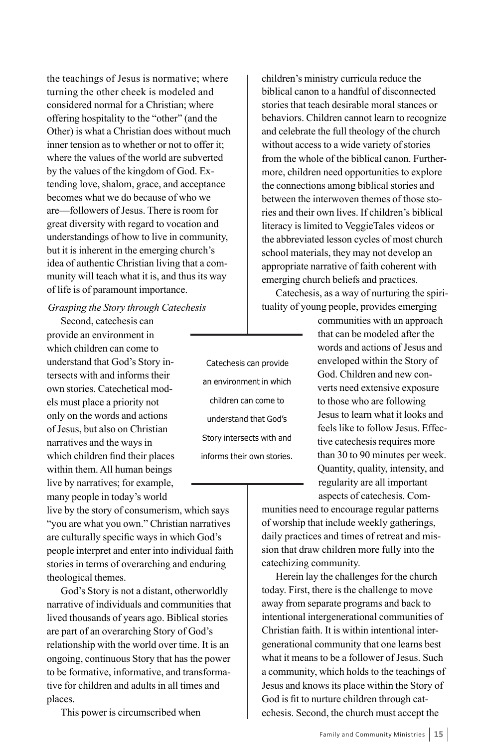the teachings of Jesus is normative; where turning the other cheek is modeled and considered normal for a Christian; where offering hospitality to the "other" (and the Other) is what a Christian does without much inner tension as to whether or not to offer it; where the values of the world are subverted by the values of the kingdom of God. Extending love, shalom, grace, and acceptance becomes what we do because of who we are—followers of Jesus. There is room for great diversity with regard to vocation and understandings of how to live in community, but it is inherent in the emerging church's idea of authentic Christian living that a community will teach what it is, and thus its way of life is of paramount importance.

*Grasping the Story through Catechesis*

Second, catechesis can provide an environment in which children can come to understand that God's Story intersects with and informs their own stories. Catechetical models must place a priority not only on the words and actions of Jesus, but also on Christian narratives and the ways in which children find their places within them. All human beings live by narratives; for example, many people in today's world live by the story of consumerism, which says "you are what you own." Christian narratives are culturally specific ways in which God's people interpret and enter into individual faith stories in terms of overarching and enduring theological themes.

> Catechesis can provide an environment in which children can come to understand that God's Story intersects with and informs their own stories.

God's Story is not a distant, otherworldly narrative of individuals and communities that lived thousands of years ago. Biblical stories are part of an overarching Story of God's relationship with the world over time. It is an ongoing, continuous Story that has the power to be formative, informative, and transformative for children and adults in all times and places.

This power is circumscribed when children's ministry curricula reduce the biblical canon to a handful of disconnected stories that teach desirable moral stances or behaviors. Children cannot learn to recognize and celebrate the full theology of the church without access to a wide variety of stories from the whole of the biblical canon. Furthermore, children need opportunities to explore the connections among biblical stories and between the interwoven themes of those stories and their own lives. If children's biblical literacy is limited to VeggieTales videos or the abbreviated lesson cycles of most church school materials, they may not develop an appropriate narrative of faith coherent with emerging church beliefs and practices.

Catechesis, as a way of nurturing the spirituality of young people, provides emerging communities with an approach that can be modeled after the words and actions of Jesus and enveloped within the Story of God. Children and new converts need extensive exposure to those who are following Jesus to learn what it looks and feels like to follow Jesus. Effective catechesis requires more than 30 to 90 minutes per week. Quantity, quality, intensity, and regularity are all important aspects of catechesis. Communities need to encourage regular patterns of worship that include weekly gatherings, daily practices and times of retreat and mission that draw children more fully into the catechizing community.

Herein lay the challenges for the church today. First, there is the challenge to move away from separate programs and back to intentional intergenerational communities of Christian faith. It is within intentional intergenerational community that one learns best what it means to be a follower of Jesus. Such a community, which holds to the teachings of Jesus and knows its place within the Story of God is fit to nurture children through catechesis. Second, the church must accept the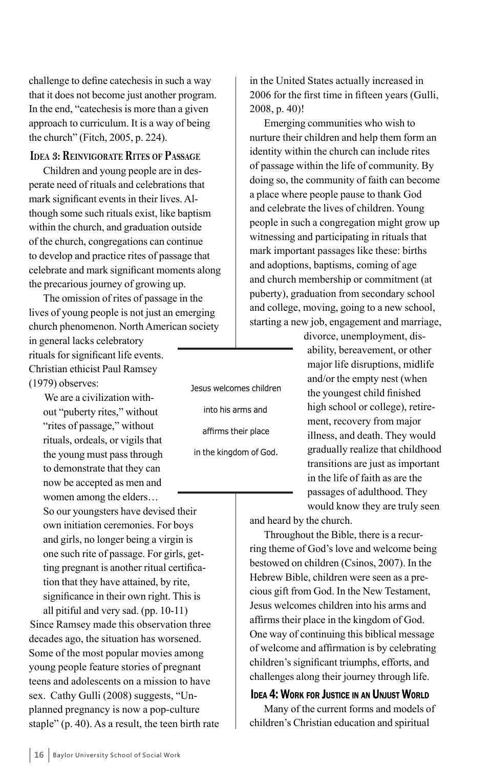challenge to define catechesis in such a way that it does not become just another program. In the end, "catechesis is more than a given approach to curriculum. It is a way of being the church" (Fitch, 2005, p. 224).

### Idea 3: Reinvigorate Rites of Passage

Children and young people are in desperate need of rituals and celebrations that mark significant events in their lives. Although some such rituals exist, like baptism within the church, and graduation outside of the church, congregations can continue to develop and practice rites of passage that celebrate and mark significant moments along the precarious journey of growing up.

The omission of rites of passage in the lives of young people is not just an emerging church phenomenon. North American society in general lacks celebratory rituals for significant life events. Christian ethicist Paul Ramsey (1979) observes:

> We are a civilization without "puberty rites," without "rites of passage," without rituals, ordeals, or vigils that the young must pass through to demonstrate that they can now be accepted as men and women among the elders… So our youngsters have devised their own initiation ceremonies. For boys and girls, no longer being a virgin is one such rite of passage. For girls, getting pregnant is another ritual certification that they have attained, by rite, significance in their own right. This is all pitiful and very sad. (pp. 10-11)

Since Ramsey made this observation three decades ago, the situation has worsened. Some of the most popular movies among young people feature stories of pregnant teens and adolescents on a mission to have sex. Cathy Gulli (2008) suggests, "Unplanned pregnancy is now a pop-culture staple" (p. 40). As a result, the teen birth rate in the United States actually increased in 2006 for the first time in fifteen years (Gulli, 2008, p. 40)!

Emerging communities who wish to nurture their children and help them form an identity within the church can include rites of passage within the life of community. By doing so, the community of faith can become a place where people pause to thank God and celebrate the lives of children. Young people in such a congregation might grow up witnessing and participating in rituals that mark important passages like these: births and adoptions, baptisms, coming of age and church membership or commitment (at puberty), graduation from secondary school and college, moving, going to a new school, starting a new job, engagement and marriage, divorce, unemployment, disability, bereavement, or other major life disruptions, midlife and/or the empty nest (when the youngest child finished high school or college), retirement, recovery from major illness, and death. They would gradually realize that childhood transitions are just as important in the life of faith as are the passages of adulthood. They would know they are truly seen and heard by the church.

> Jesus welcomes children into his arms and affirms their place in the kingdom of God.

Throughout the Bible, there is a recurring theme of God's love and welcome being bestowed on children (Csinos, 2007). In the Hebrew Bible, children were seen as a precious gift from God. In the New Testament, Jesus welcomes children into his arms and affirms their place in the kingdom of God. One way of continuing this biblical message of welcome and affirmation is by celebrating children's significant triumphs, efforts, and challenges along their journey through life.

### Idea 4: Work for Justice in an Unjust World

Many of the current forms and models of children's Christian education and spiritual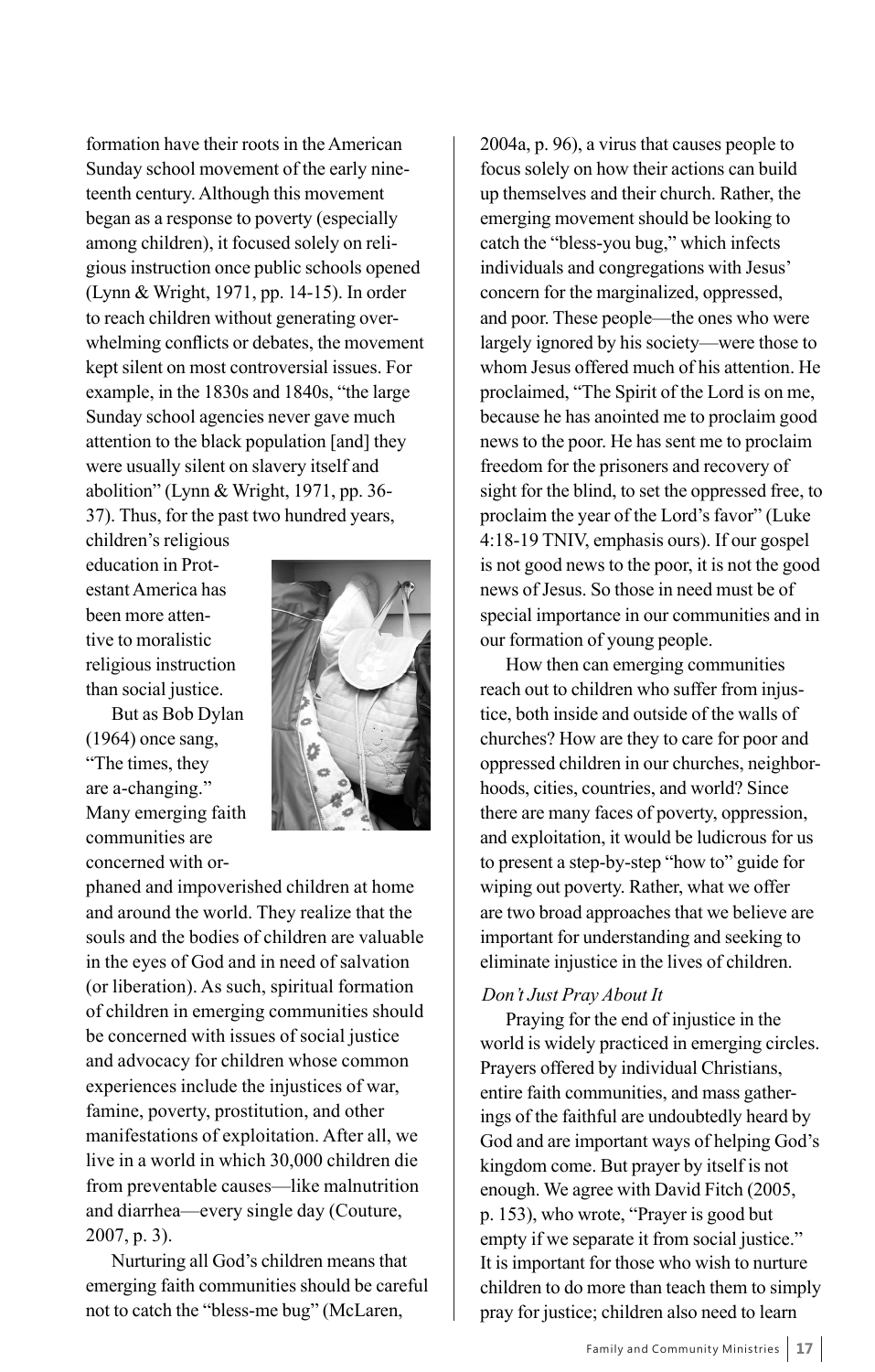formation have their roots in the American Sunday school movement of the early nineteenth century. Although this movement began as a response to poverty (especially among children), it focused solely on religious instruction once public schools opened (Lynn & Wright, 1971, pp. 14-15). In order to reach children without generating overwhelming conflicts or debates, the movement kept silent on most controversial issues. For example, in the 1830s and 1840s, "the large Sunday school agencies never gave much attention to the black population [and] they were usually silent on slavery itself and abolition" (Lynn & Wright, 1971, pp. 36-37). Thus, for the past two hundred years, children's religious education in Protestant America has been more attentive to moralistic religious instruction than social justice.

But as Bob Dylan (1964) once sang, "The times, they are a-changing." Many emerging faith communities are concerned with orphaned and impoverished children at home and around the world. They realize that the souls and the bodies of children are valuable in the eyes of God and in need of salvation (or liberation). As such, spiritual formation of children in emerging communities should be concerned with issues of social justice and advocacy for children whose common experiences include the injustices of war, famine, poverty, prostitution, and other manifestations of exploitation. After all, we live in a world in which 30,000 children die from preventable causes—like malnutrition and diarrhea—every single day (Couture, 2007, p. 3).

Nurturing all God's children means that emerging faith communities should be careful not to catch the "bless-me bug" (McLaren, 2004a, p. 96), a virus that causes people to focus solely on how their actions can build up themselves and their church. Rather, the emerging movement should be looking to catch the "bless-you bug," which infects individuals and congregations with Jesus' concern for the marginalized, oppressed, and poor. These people—the ones who were largely ignored by his society—were those to whom Jesus offered much of his attention. He proclaimed, "The Spirit of the Lord is on me, because he has anointed me to proclaim good news to the poor. He has sent me to proclaim freedom for the prisoners and recovery of sight for the blind, to set the oppressed free, to proclaim the year of the Lord's favor" (Luke 4:18-19 TNIV, emphasis ours). If our gospel is not good news to the poor, it is not the good news of Jesus. So those in need must be of special importance in our communities and in our formation of young people.

How then can emerging communities reach out to children who suffer from injustice, both inside and outside of the walls of churches? How are they to care for poor and oppressed children in our churches, neighborhoods, cities, countries, and world? Since there are many faces of poverty, oppression, and exploitation, it would be ludicrous for us to present a step-by-step "how to" guide for wiping out poverty. Rather, what we offer are two broad approaches that we believe are important for understanding and seeking to eliminate injustice in the lives of children.

*Don't Just Pray About It*

Praying for the end of injustice in the world is widely practiced in emerging circles. Prayers offered by individual Christians, entire faith communities, and mass gatherings of the faithful are undoubtedly heard by God and are important ways of helping God's kingdom come. But prayer by itself is not enough. We agree with David Fitch (2005, p. 153), who wrote, "Prayer is good but empty if we separate it from social justice." It is important for those who wish to nurture children to do more than teach them to simply pray for justice; children also need to learn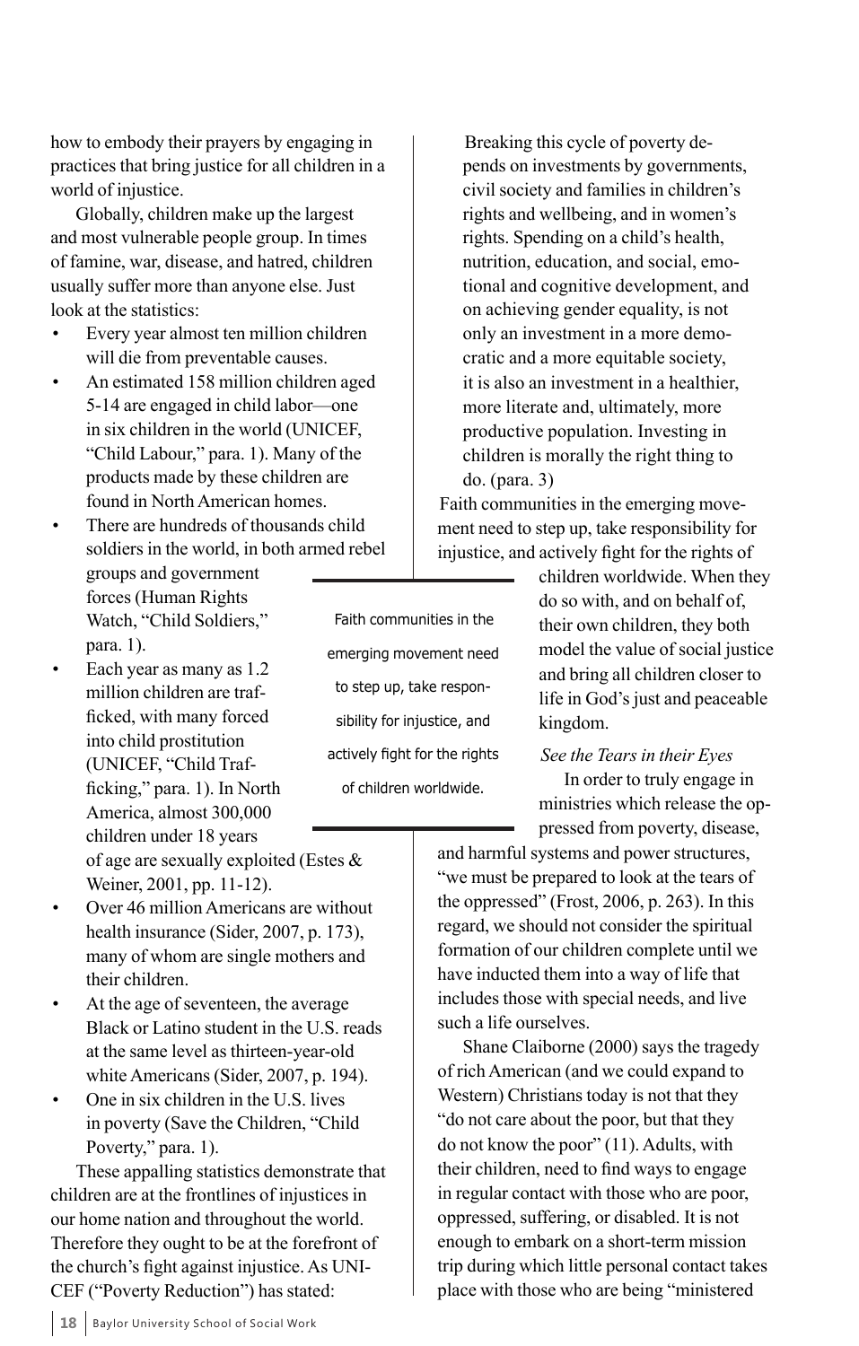how to embody their prayers by engaging in practices that bring justice for all children in a world of injustice.

Globally, children make up the largest and most vulnerable people group. In times of famine, war, disease, and hatred, children usually suffer more than anyone else. Just look at the statistics:

- Every year almost ten million children will die from preventable causes.
- An estimated 158 million children aged 5-14 are engaged in child labor—one in six children in the world (UNICEF, "Child Labour," para. 1). Many of the products made by these children are found in North American homes.
- There are hundreds of thousands child soldiers in the world, in both armed rebel groups and government forces (Human Rights Watch, "Child Soldiers," para. 1).
- Each year as many as 1.2 million children are trafficked, with many forced into child prostitution (UNICEF, "Child Trafficking," para. 1). In North America, almost 300,000 children under 18 years of age are sexually exploited (Estes & Weiner, 2001, pp. 11-12).
- Over 46 million Americans are without health insurance (Sider, 2007, p. 173), many of whom are single mothers and their children.
- At the age of seventeen, the average Black or Latino student in the U.S. reads at the same level as thirteen-year-old white Americans (Sider, 2007, p. 194).
- One in six children in the U.S. lives in poverty (Save the Children, "Child Poverty," para. 1).

These appalling statistics demonstrate that children are at the frontlines of injustices in our home nation and throughout the world. Therefore they ought to be at the forefront of the church's fight against injustice. As UNICEF ("Poverty Reduction") has stated:

> Breaking this cycle of poverty depends on investments by governments, civil society and families in children's rights and wellbeing, and in women's rights. Spending on a child's health, nutrition, education, and social, emotional and cognitive development, and on achieving gender equality, is not only an investment in a more democratic and a more equitable society, it is also an investment in a healthier, more literate and, ultimately, more productive population. Investing in children is morally the right thing to do. (para. 3)

Faith communities in the emerging movement need to step up, take responsibility for injustice, and actively fight for the rights of children worldwide. When they do so with, and on behalf of, their own children, they both model the value of social justice and bring all children closer to life in God's just and peaceable kingdom.

> Faith communities in the emerging movement need to step up, take responsibility for injustice, and actively fight for the rights of children worldwide.

*See the Tears in their Eyes*

In order to truly engage in ministries which release the oppressed from poverty, disease, and harmful systems and power structures, "we must be prepared to look at the tears of the oppressed" (Frost, 2006, p. 263). In this regard, we should not consider the spiritual formation of our children complete until we have inducted them into a way of life that includes those with special needs, and live such a life ourselves.

Shane Claiborne (2000) says the tragedy of rich American (and we could expand to Western) Christians today is not that they "do not care about the poor, but that they do not know the poor" (11). Adults, with their children, need to find ways to engage in regular contact with those who are poor, oppressed, suffering, or disabled. It is not enough to embark on a short-term mission trip during which little personal contact takes place with those who are being "ministered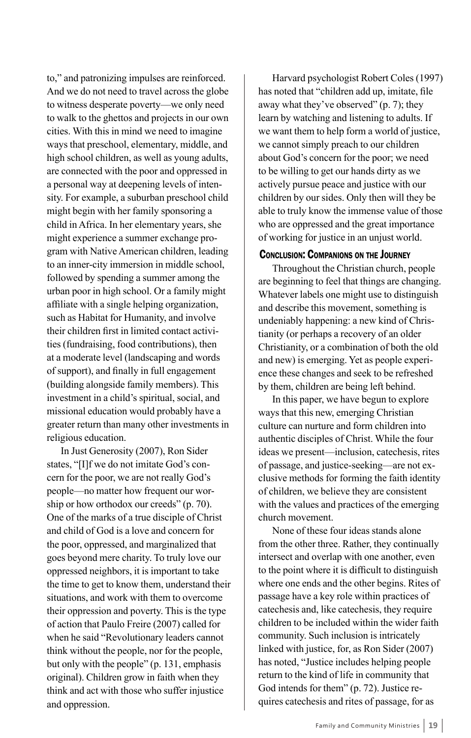to," and patronizing impulses are reinforced. And we do not need to travel across the globe to witness desperate poverty—we only need to walk to the ghettos and projects in our own cities. With this in mind we need to imagine ways that preschool, elementary, middle, and high school children, as well as young adults, are connected with the poor and oppressed in a personal way at deepening levels of intensity. For example, a suburban preschool child might begin with her family sponsoring a child in Africa. In her elementary years, she might experience a summer exchange program with Native American children, leading to an inner-city immersion in middle school, followed by spending a summer among the urban poor in high school. Or a family might affiliate with a single helping organization, such as Habitat for Humanity, and involve their children first in limited contact activities (fundraising, food contributions), then at a moderate level (landscaping and words of support), and finally in full engagement (building alongside family members). This investment in a child's spiritual, social, and missional education would probably have a greater return than many other investments in religious education.

In Just Generosity (2007), Ron Sider states, "[I]f we do not imitate God's concern for the poor, we are not really God's people—no matter how frequent our worship or how orthodox our creeds" (p. 70). One of the marks of a true disciple of Christ and child of God is a love and concern for the poor, oppressed, and marginalized that goes beyond mere charity. To truly love our oppressed neighbors, it is important to take the time to get to know them, understand their situations, and work with them to overcome their oppression and poverty. This is the type of action that Paulo Freire (2007) called for when he said "Revolutionary leaders cannot think without the people, nor for the people, but only with the people" (p. 131, emphasis original). Children grow in faith when they think and act with those who suffer injustice and oppression.

Harvard psychologist Robert Coles (1997) has noted that "children add up, imitate, file away what they've observed" (p. 7); they learn by watching and listening to adults. If we want them to help form a world of justice, we cannot simply preach to our children about God's concern for the poor; we need to be willing to get our hands dirty as we actively pursue peace and justice with our children by our sides. Only then will they be able to truly know the immense value of those who are oppressed and the great importance of working for justice in an unjust world.

## Conclusion: Companions on the Journey

Throughout the Christian church, people are beginning to feel that things are changing. Whatever labels one might use to distinguish and describe this movement, something is undeniably happening: a new kind of Christianity (or perhaps a recovery of an older Christianity, or a combination of both the old and new) is emerging. Yet as people experience these changes and seek to be refreshed by them, children are being left behind.

In this paper, we have begun to explore ways that this new, emerging Christian culture can nurture and form children into authentic disciples of Christ. While the four ideas we present—inclusion, catechesis, rites of passage, and justice-seeking—are not exclusive methods for forming the faith identity of children, we believe they are consistent with the values and practices of the emerging church movement.

None of these four ideas stands alone from the other three. Rather, they continually intersect and overlap with one another, even to the point where it is difficult to distinguish where one ends and the other begins. Rites of passage have a key role within practices of catechesis and, like catechesis, they require children to be included within the wider faith community. Such inclusion is intricately linked with justice, for, as Ron Sider (2007) has noted, "Justice includes helping people return to the kind of life in community that God intends for them" (p. 72). Justice requires catechesis and rites of passage, for as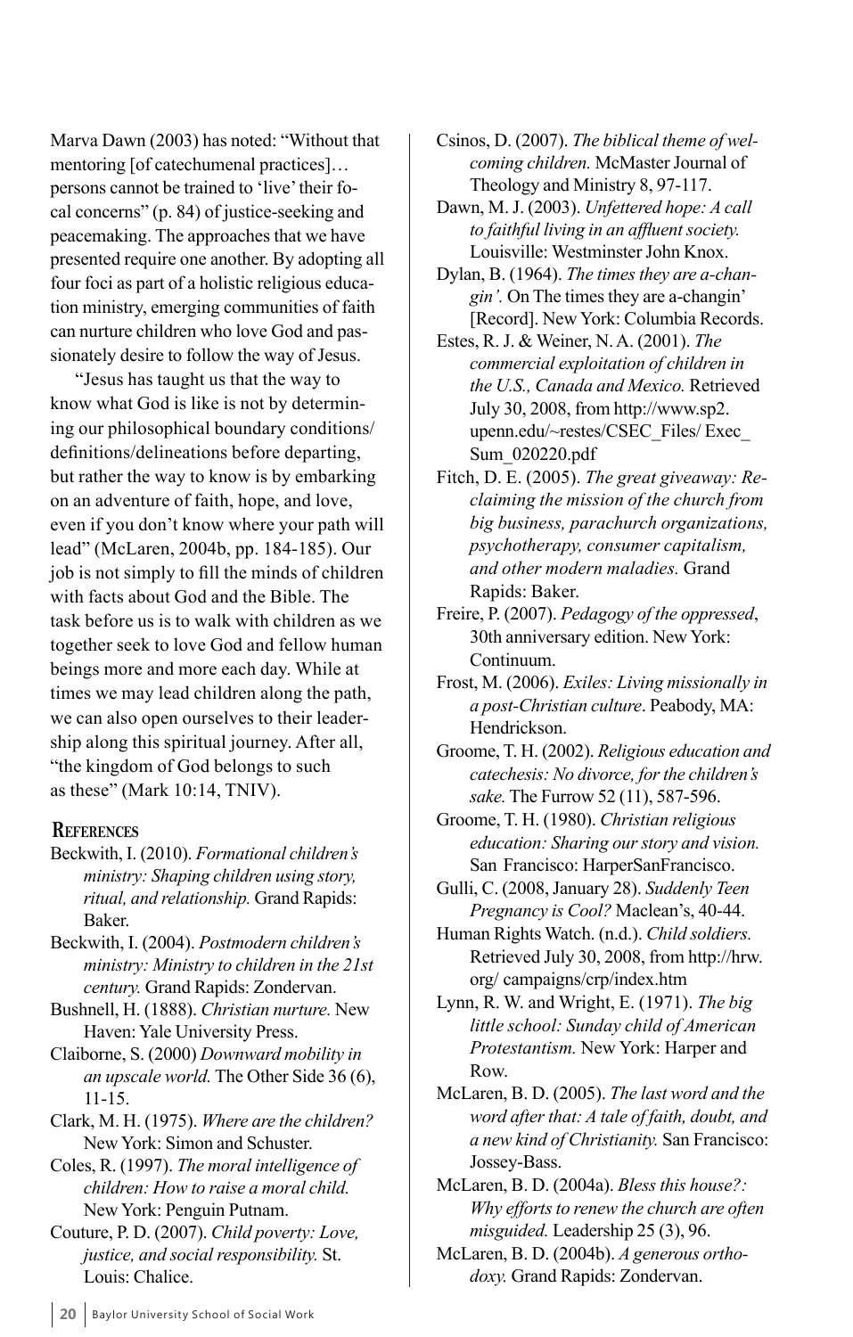Marva Dawn (2003) has noted: "Without that mentoring [of catechumenal practices]… persons cannot be trained to 'live' their focal concerns" (p. 84) of justice-seeking and peacemaking. The approaches that we have presented require one another. By adopting all four foci as part of a holistic religious education ministry, emerging communities of faith can nurture children who love God and passionately desire to follow the way of Jesus.

"Jesus has taught us that the way to know what God is like is not by determining our philosophical boundary conditions/definitions/delineations before departing, but rather the way to know is by embarking on an adventure of faith, hope, and love, even if you don't know where your path will lead" (McLaren, 2004b, pp. 184-185). Our job is not simply to fill the minds of children with facts about God and the Bible. The task before us is to walk with children as we together seek to love God and fellow human beings more and more each day. While at times we may lead children along the path, we can also open ourselves to their leadership along this spiritual journey. After all, "the kingdom of God belongs to such as these" (Mark 10:14, TNIV).

## References

Beckwith, I. (2010). *Formational children's ministry: Shaping children using story, ritual, and relationship.* Grand Rapids: Baker.

Beckwith, I. (2004). *Postmodern children's ministry: Ministry to children in the 21st century.* Grand Rapids: Zondervan.

Bushnell, H. (1888). *Christian nurture.* New Haven: Yale University Press.

Claiborne, S. (2000) *Downward mobility in an upscale world.* The Other Side 36 (6), 11-15.

Clark, M. H. (1975). *Where are the children?* New York: Simon and Schuster.

Coles, R. (1997). *The moral intelligence of children: How to raise a moral child.* New York: Penguin Putnam.

Couture, P. D. (2007). *Child poverty: Love, justice, and social responsibility.* St. Louis: Chalice.

Csinos, D. (2007). *The biblical theme of welcoming children.* McMaster Journal of Theology and Ministry 8, 97-117.

Dawn, M. J. (2003). *Unfettered hope: A call to faithful living in an affluent society.* Louisville: Westminster John Knox.

Dylan, B. (1964). *The times they are a-changin'.* On The times they are a-changin' [Record]. New York: Columbia Records.

Estes, R. J. & Weiner, N. A. (2001). *The commercial exploitation of children in the U.S., Canada and Mexico.* Retrieved July 30, 2008, from http://www.sp2.upenn.edu/~restes/CSEC_Files/ Exec_Sum_020220.pdf

Fitch, D. E. (2005). *The great giveaway: Reclaiming the mission of the church from big business, parachurch organizations, psychotherapy, consumer capitalism, and other modern maladies.* Grand Rapids: Baker.

Freire, P. (2007). *Pedagogy of the oppressed*, 30th anniversary edition. New York: Continuum.

Frost, M. (2006). *Exiles: Living missionally in a post-Christian culture*. Peabody, MA: Hendrickson.

Groome, T. H. (2002). *Religious education and catechesis: No divorce, for the children's sake.* The Furrow 52 (11), 587-596.

Groome, T. H. (1980). *Christian religious education: Sharing our story and vision.* San Francisco: HarperSanFrancisco.

Gulli, C. (2008, January 28). *Suddenly Teen Pregnancy is Cool?* Maclean's, 40-44.

Human Rights Watch. (n.d.). *Child soldiers.* Retrieved July 30, 2008, from http://hrw.org/ campaigns/crp/index.htm

Lynn, R. W. and Wright, E. (1971). *The big little school: Sunday child of American Protestantism.* New York: Harper and Row.

McLaren, B. D. (2005). *The last word and the word after that: A tale of faith, doubt, and a new kind of Christianity.* San Francisco: Jossey-Bass.

McLaren, B. D. (2004a). *Bless this house?: Why efforts to renew the church are often misguided.* Leadership 25 (3), 96.

McLaren, B. D. (2004b). *A generous orthodoxy.* Grand Rapids: Zondervan.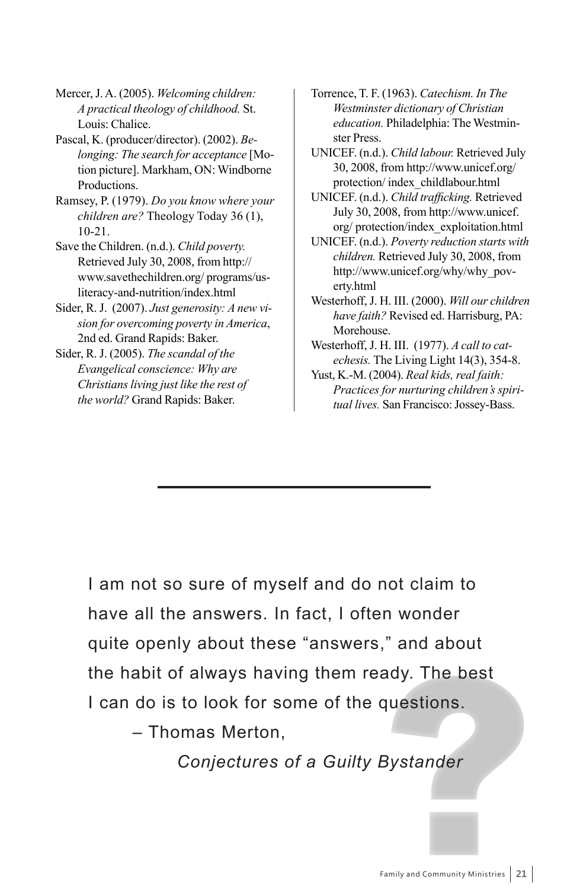Mercer, J. A. (2005). *Welcoming children: A practical theology of childhood.* St. Louis: Chalice.

Pascal, K. (producer/director). (2002). *Belonging: The search for acceptance* [Motion picture]. Markham, ON: Windborne Productions.

Ramsey, P. (1979). *Do you know where your children are?* Theology Today 36 (1), 10-21.

Save the Children. (n.d.). *Child poverty.* Retrieved July 30, 2008, from http://www.savethechildren.org/ programs/us-literacy-and-nutrition/index.html

Sider, R. J. (2007). *Just generosity: A new vision for overcoming poverty in America*, 2nd ed. Grand Rapids: Baker.

Sider, R. J. (2005). *The scandal of the Evangelical conscience: Why are Christians living just like the rest of the world?* Grand Rapids: Baker.

Torrence, T. F. (1963). *Catechism. In The Westminster dictionary of Christian education.* Philadelphia: The Westminster Press.

UNICEF. (n.d.). *Child labour.* Retrieved July 30, 2008, from http://www.unicef.org/ protection/ index_childlabour.html

UNICEF. (n.d.). *Child trafficking.* Retrieved July 30, 2008, from http://www.unicef.org/ protection/index_exploitation.html

UNICEF. (n.d.). *Poverty reduction starts with children.* Retrieved July 30, 2008, from http://www.unicef.org/why/why_poverty.html

Westerhoff, J. H. III. (2000). *Will our children have faith?* Revised ed. Harrisburg, PA: Morehouse.

Westerhoff, J. H. III. (1977). *A call to catechesis.* The Living Light 14(3), 354-8.

Yust, K.-M. (2004). *Real kids, real faith: Practices for nurturing children's spiritual lives.* San Francisco: Jossey-Bass.

---

I am not so sure of myself and do not claim to have all the answers. In fact, I often wonder quite openly about these "answers," and about the habit of always having them ready. The best I can do is to look for some of the questions.

– Thomas Merton,

*Conjectures of a Guilty Bystander*